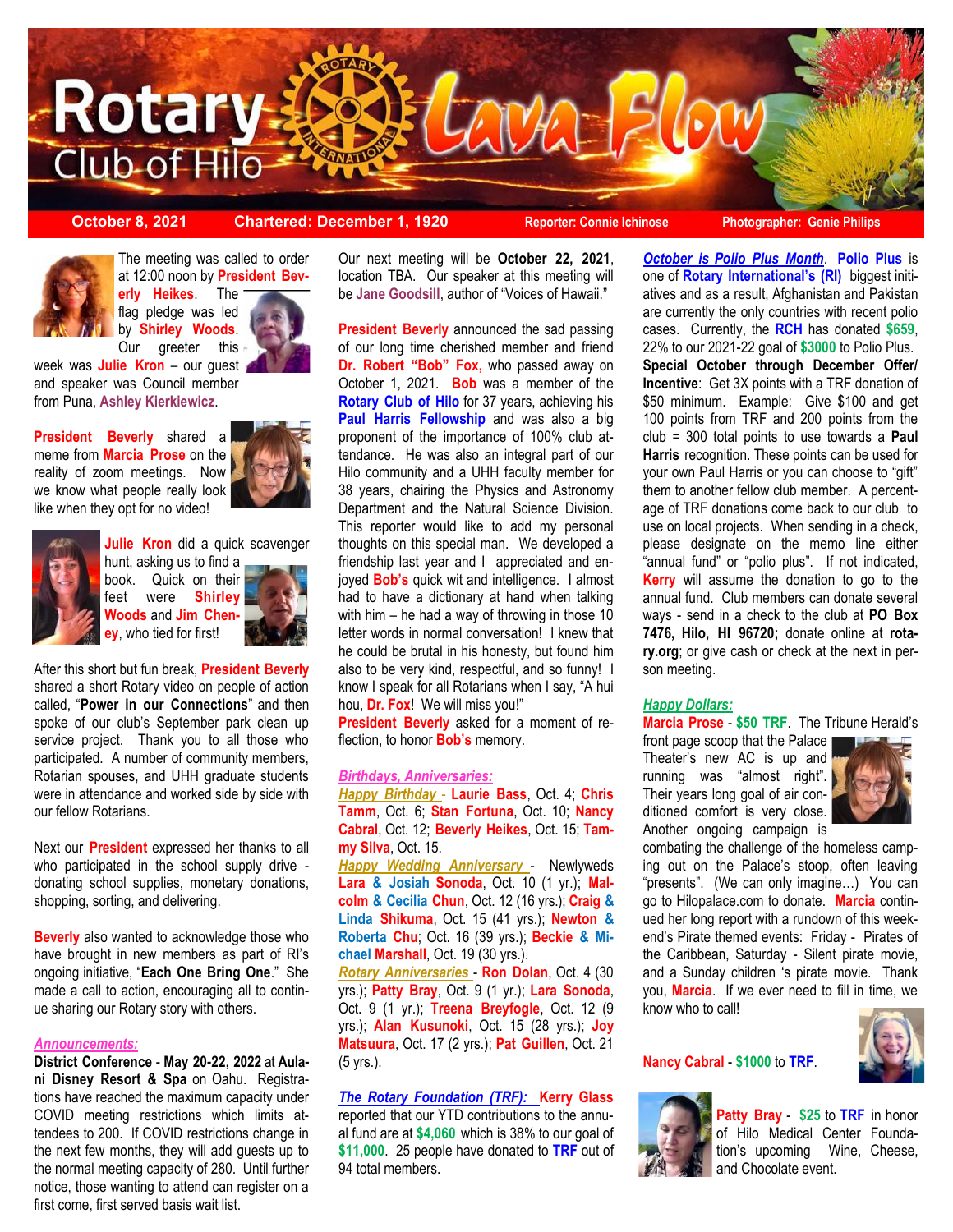# Rotary Club of Hilo Lava Flow

**October 8, 2021** | **Chartered: December 1, 1920** | **Reporter: Connie Ichinose** | **Photographer: Genie Philips**

The meeting was called to order at 12:00 noon by **President Beverly Heikes**. The flag pledge was led by **Shirley Woods**. Our greeter this week was **Julie Kron** – our guest and speaker was Council member from Puna, **Ashley Kierkiewicz**.

**President Beverly** shared a meme from **Marcia Prose** on the reality of zoom meetings. Now we know what people really look like when they opt for no video!

**Julie Kron** did a quick scavenger hunt, asking us to find a book. Quick on their feet were **Shirley Woods** and **Jim Cheney**, who tied for first!

After this short but fun break, **President Beverly** shared a short Rotary video on people of action called, "**Power in our Connections**" and then spoke of our club's September park clean up service project. Thank you to all those who participated. A number of community members, Rotarian spouses, and UHH graduate students were in attendance and worked side by side with our fellow Rotarians.

Next our **President** expressed her thanks to all who participated in the school supply drive - donating school supplies, monetary donations, shopping, sorting, and delivering.

**Beverly** also wanted to acknowledge those who have brought in new members as part of RI's ongoing initiative, "**Each One Bring One**." She made a call to action, encouraging all to continue sharing our Rotary story with others.

## *Announcements:*

**District Conference** - **May 20-22, 2022** at **Aulani Disney Resort & Spa** on Oahu. Registrations have reached the maximum capacity under COVID meeting restrictions which limits attendees to 200. If COVID restrictions change in the next few months, they will add guests up to the normal meeting capacity of 280. Until further notice, those wanting to attend can register on a first come, first served basis wait list.

Our next meeting will be **October 22, 2021**, location TBA. Our speaker at this meeting will be **Jane Goodsill**, author of "Voices of Hawaii."

**President Beverly** announced the sad passing of our long time cherished member and friend **Dr. Robert "Bob" Fox,** who passed away on October 1, 2021. **Bob** was a member of the **Rotary Club of Hilo** for 37 years, achieving his **Paul Harris Fellowship** and was also a big proponent of the importance of 100% club attendance. He was also an integral part of our Hilo community and a UHH faculty member for 38 years, chairing the Physics and Astronomy Department and the Natural Science Division. This reporter would like to add my personal thoughts on this special man. We developed a friendship last year and I appreciated and enjoyed **Bob's** quick wit and intelligence. I almost had to have a dictionary at hand when talking with him – he had a way of throwing in those 10 letter words in normal conversation! I knew that he could be brutal in his honesty, but found him also to be very kind, respectful, and so funny! I know I speak for all Rotarians when I say, "A hui hou, **Dr. Fox**! We will miss you!"

**President Beverly** asked for a moment of reflection, to honor **Bob's** memory.

## *Birthdays, Anniversaries:*

*Happy Birthday* - **Laurie Bass**, Oct. 4; **Chris Tamm**, Oct. 6; **Stan Fortuna**, Oct. 10; **Nancy Cabral**, Oct. 12; **Beverly Heikes**, Oct. 15; **Tammy Silva**, Oct. 15.

*Happy Wedding Anniversary* - Newlyweds **Lara & Josiah Sonoda**, Oct. 10 (1 yr.); **Malcolm & Cecilia Chun**, Oct. 12 (16 yrs.); **Craig & Linda Shikuma**, Oct. 15 (41 yrs.); **Newton & Roberta Chu**; Oct. 16 (39 yrs.); **Beckie & Michael Marshall**, Oct. 19 (30 yrs.).

*Rotary Anniversaries* - **Ron Dolan**, Oct. 4 (30 yrs.); **Patty Bray**, Oct. 9 (1 yr.); **Lara Sonoda**, Oct. 9 (1 yr.); **Treena Breyfogle**, Oct. 12 (9 yrs.); **Alan Kusunoki**, Oct. 15 (28 yrs.); **Joy Matsuura**, Oct. 17 (2 yrs.); **Pat Guillen**, Oct. 21 (5 yrs.).

***The Rotary Foundation (TRF):*** **Kerry Glass** reported that our YTD contributions to the annual fund are at **$4,060** which is 38% to our goal of **$11,000**. 25 people have donated to **TRF** out of 94 total members.

***October is Polio Plus Month***. **Polio Plus** is one of **Rotary International's (RI)** biggest initiatives and as a result, Afghanistan and Pakistan are currently the only countries with recent polio cases. Currently, the **RCH** has donated **$659**, 22% to our 2021-22 goal of **$3000** to Polio Plus.

**Special October through December Offer/ Incentive**: Get 3X points with a TRF donation of $50 minimum. Example: Give $100 and get 100 points from TRF and 200 points from the club = 300 total points to use towards a **Paul Harris** recognition. These points can be used for your own Paul Harris or you can choose to "gift" them to another fellow club member. A percentage of TRF donations come back to our club to use on local projects. When sending in a check, please designate on the memo line either "annual fund" or "polio plus". If not indicated, **Kerry** will assume the donation to go to the annual fund. Club members can donate several ways - send in a check to the club at **PO Box 7476, Hilo, HI 96720;** donate online at **rotary.org**; or give cash or check at the next in person meeting.

## *Happy Dollars:*

**Marcia Prose** - **$50 TRF**. The Tribune Herald's front page scoop that the Palace Theater's new AC is up and running was "almost right". Their years long goal of air conditioned comfort is very close. Another ongoing campaign is combating the challenge of the homeless camping out on the Palace's stoop, often leaving "presents". (We can only imagine…) You can go to Hilopalace.com to donate. **Marcia** continued her long report with a rundown of this weekend's Pirate themed events: Friday - Pirates of the Caribbean, Saturday - Silent pirate movie, and a Sunday children 's pirate movie. Thank you, **Marcia**. If we ever need to fill in time, we know who to call!

**Nancy Cabral** - **$1000** to **TRF**.

**Patty Bray** - **$25** to **TRF** in honor of Hilo Medical Center Foundation's upcoming Wine, Cheese, and Chocolate event.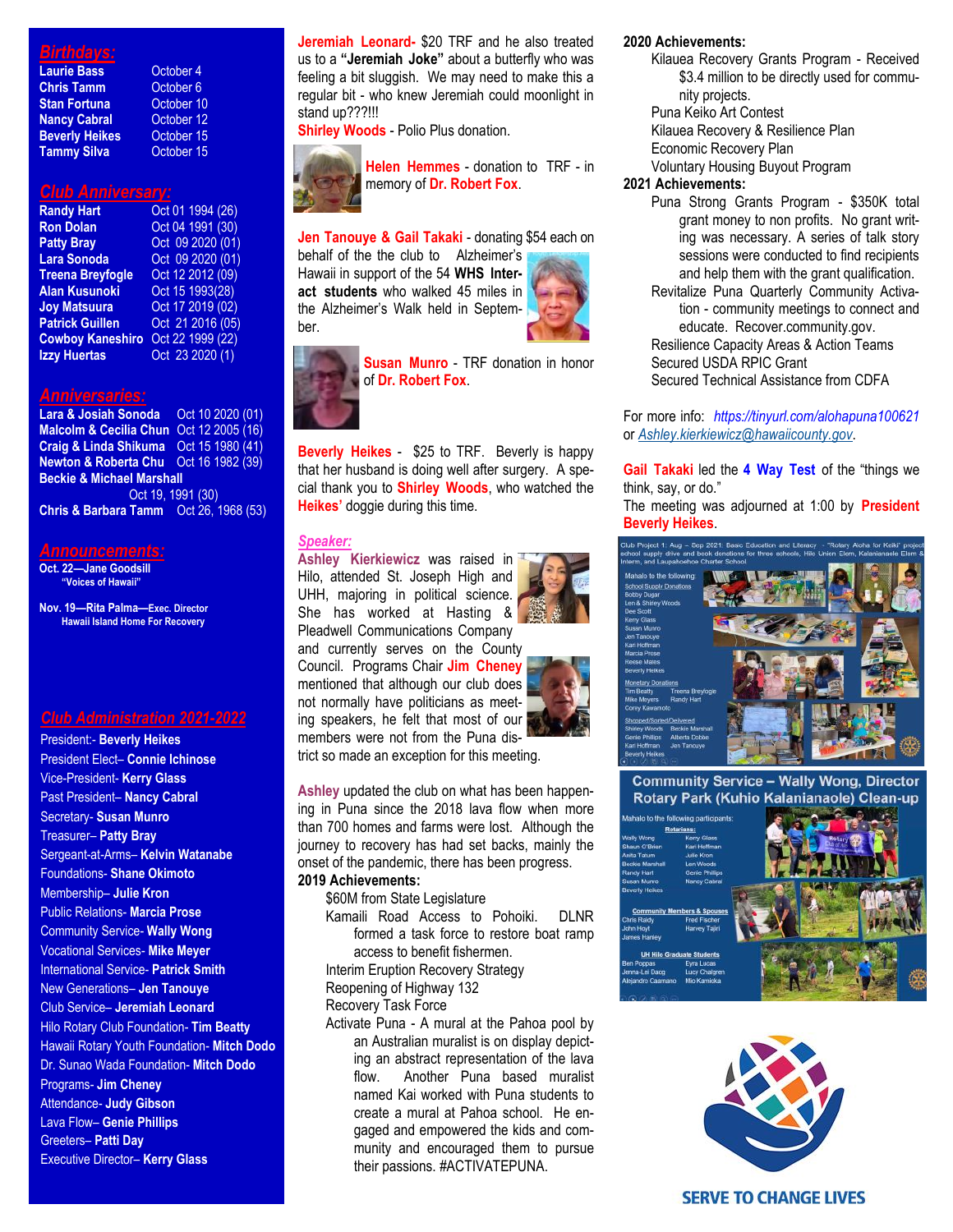## Birthdays:

| | |
|---|---|
| **Laurie Bass** | October 4 |
| **Chris Tamm** | October 6 |
| **Stan Fortuna** | October 10 |
| **Nancy Cabral** | October 12 |
| **Beverly Heikes** | October 15 |
| **Tammy Silva** | October 15 |

## Club Anniversary:

| | |
|---|---|
| **Randy Hart** | Oct 01 1994 (26) |
| **Ron Dolan** | Oct 04 1991 (30) |
| **Patty Bray** | Oct 09 2020 (01) |
| **Lara Sonoda** | Oct 09 2020 (01) |
| **Treena Breyfogle** | Oct 12 2012 (09) |
| **Alan Kusunoki** | Oct 15 1993(28) |
| **Joy Matsuura** | Oct 17 2019 (02) |
| **Patrick Guillen** | Oct 21 2016 (05) |
| **Cowboy Kaneshiro** | Oct 22 1999 (22) |
| **Izzy Huertas** | Oct 23 2020 (1) |

## Anniversaries:

| | |
|---|---|
| **Lara & Josiah Sonoda** | Oct 10 2020 (01) |
| **Malcolm & Cecilia Chun** | Oct 12 2005 (16) |
| **Craig & Linda Shikuma** | Oct 15 1980 (41) |
| **Newton & Roberta Chu** | Oct 16 1982 (39) |
| **Beckie & Michael Marshall** | Oct 19, 1991 (30) |
| **Chris & Barbara Tamm** | Oct 26, 1968 (53) |

## Announcements:

**Oct. 22—Jane Goodsill**
**"Voices of Hawaii"**

**Nov. 19—Rita Palma—Exec. Director**
**Hawaii Island Home For Recovery**

## Club Administration 2021-2022

President:- **Beverly Heikes**
President Elect– **Connie Ichinose**
Vice-President- **Kerry Glass**
Past President– **Nancy Cabral**
Secretary- **Susan Munro**
Treasurer– **Patty Bray**
Sergeant-at-Arms– **Kelvin Watanabe**
Foundations- **Shane Okimoto**
Membership– **Julie Kron**
Public Relations- **Marcia Prose**
Community Service- **Wally Wong**
Vocational Services- **Mike Meyer**
International Service- **Patrick Smith**
New Generations– **Jen Tanouye**
Club Service– **Jeremiah Leonard**
Hilo Rotary Club Foundation- **Tim Beatty**
Hawaii Rotary Youth Foundation- **Mitch Dodo**
Dr. Sunao Wada Foundation- **Mitch Dodo**
Programs- **Jim Cheney**
Attendance- **Judy Gibson**
Lava Flow– **Genie Phillips**
Greeters– **Patti Day**
Executive Director– **Kerry Glass**

**Jeremiah Leonard-** $20 TRF and he also treated us to a **"Jeremiah Joke"** about a butterfly who was feeling a bit sluggish. We may need to make this a regular bit - who knew Jeremiah could moonlight in stand up???!!!

**Shirley Woods** - Polio Plus donation.

**Helen Hemmes** - donation to TRF - in memory of **Dr. Robert Fox**.

**Jen Tanouye & Gail Takaki** - donating $54 each on behalf of the the club to Alzheimer's Hawaii in support of the 54 **WHS Interact students** who walked 45 miles in the Alzheimer's Walk held in September.

**Susan Munro** - TRF donation in honor of **Dr. Robert Fox**.

**Beverly Heikes** - $25 to TRF. Beverly is happy that her husband is doing well after surgery. A special thank you to **Shirley Woods**, who watched the **Heikes'** doggie during this time.

### Speaker:

**Ashley Kierkiewicz** was raised in Hilo, attended St. Joseph High and UHH, majoring in political science. She has worked at Hasting & Pleadwell Communications Company and currently serves on the County Council. Programs Chair **Jim Cheney** mentioned that although our club does not normally have politicians as meeting speakers, he felt that most of our members were not from the Puna district so made an exception for this meeting.

**Ashley** updated the club on what has been happening in Puna since the 2018 lava flow when more than 700 homes and farms were lost. Although the journey to recovery has had set backs, mainly the onset of the pandemic, there has been progress.

**2019 Achievements:**

- $60M from State Legislature
- Kamaili Road Access to Pohoiki. DLNR formed a task force to restore boat ramp access to benefit fishermen.
- Interim Eruption Recovery Strategy
- Reopening of Highway 132
- Recovery Task Force
- Activate Puna - A mural at the Pahoa pool by an Australian muralist is on display depicting an abstract representation of the lava flow. Another Puna based muralist named Kai worked with Puna students to create a mural at Pahoa school. He engaged and empowered the kids and community and encouraged them to pursue their passions. #ACTIVATEPUNA.

**2020 Achievements:**

- Kilauea Recovery Grants Program - Received $3.4 million to be directly used for community projects.
- Puna Keiko Art Contest
- Kilauea Recovery & Resilience Plan
- Economic Recovery Plan
- Voluntary Housing Buyout Program

**2021 Achievements:**

- Puna Strong Grants Program - $350K total grant money to non profits. No grant writing was necessary. A series of talk story sessions were conducted to find recipients and help them with the grant qualification.
- Revitalize Puna Quarterly Community Activation - community meetings to connect and educate. Recover.community.gov.
- Resilience Capacity Areas & Action Teams
- Secured USDA RPIC Grant
- Secured Technical Assistance from CDFA

For more info: *https://tinyurl.com/alohapuna100621* or *Ashley.kierkiewicz@hawaiicounty.gov*.

**Gail Takaki** led the **4 Way Test** of the "things we think, say, or do."

The meeting was adjourned at 1:00 by **President Beverly Heikes**.

Club Project 1: Aug – Sep 2021: Basic Education and Literacy - "Rotary Aloha for Keiki" project school supply drive and book donations for three schools, Hilo Union Elem, Kalanianaole Elem & Interm, and Laupahoehoe Charter School

Mahalo to the following:

School Supply Donations: Bobby Dugar, Len & Shirley Woods, Dee Scott, Kerry Glass, Susan Munro, Jen Tanouye, Kari Hoffman, Marcia Prose, Reese Mates, Beverly Heikes

Monetary Donations: Tim Beatty, Treena Breyfogle, Mike Meyers, Randy Hart, Corey Kawamoto

Shopped/Sorted/Delivered: Shirley Woods, Beckie Marshall, Genie Phillips, Alberta Cobbe, Kari Hoffman, Jen Tanouye, Beverly Heikes

**Community Service – Wally Wong, Director**
**Rotary Park (Kuhio Kalanianaole) Clean-up**

Mahalo to the following participants:

Rotarians: Wally Wong, Kerry Glass, Shaun O'Brien, Kari Hoffman, Anita Tatum, Julie Kron, Beckie Marshall, Len Woods, Randy Hart, Genie Phillips, Susan Munro, Nancy Cabral, Beverly Heikes

Community Members & Spouses: Chris Raidy, Fred Fischer, John Hoyt, Harvey Tajiri, James Hanley

UH Hilo Graduate Students: Ben Poppas, Eyra Lucas, Jenna-Lei Dacq, Lucy Chalgren, Alejandro Caamano, Mio Kamikka

SERVE TO CHANGE LIVES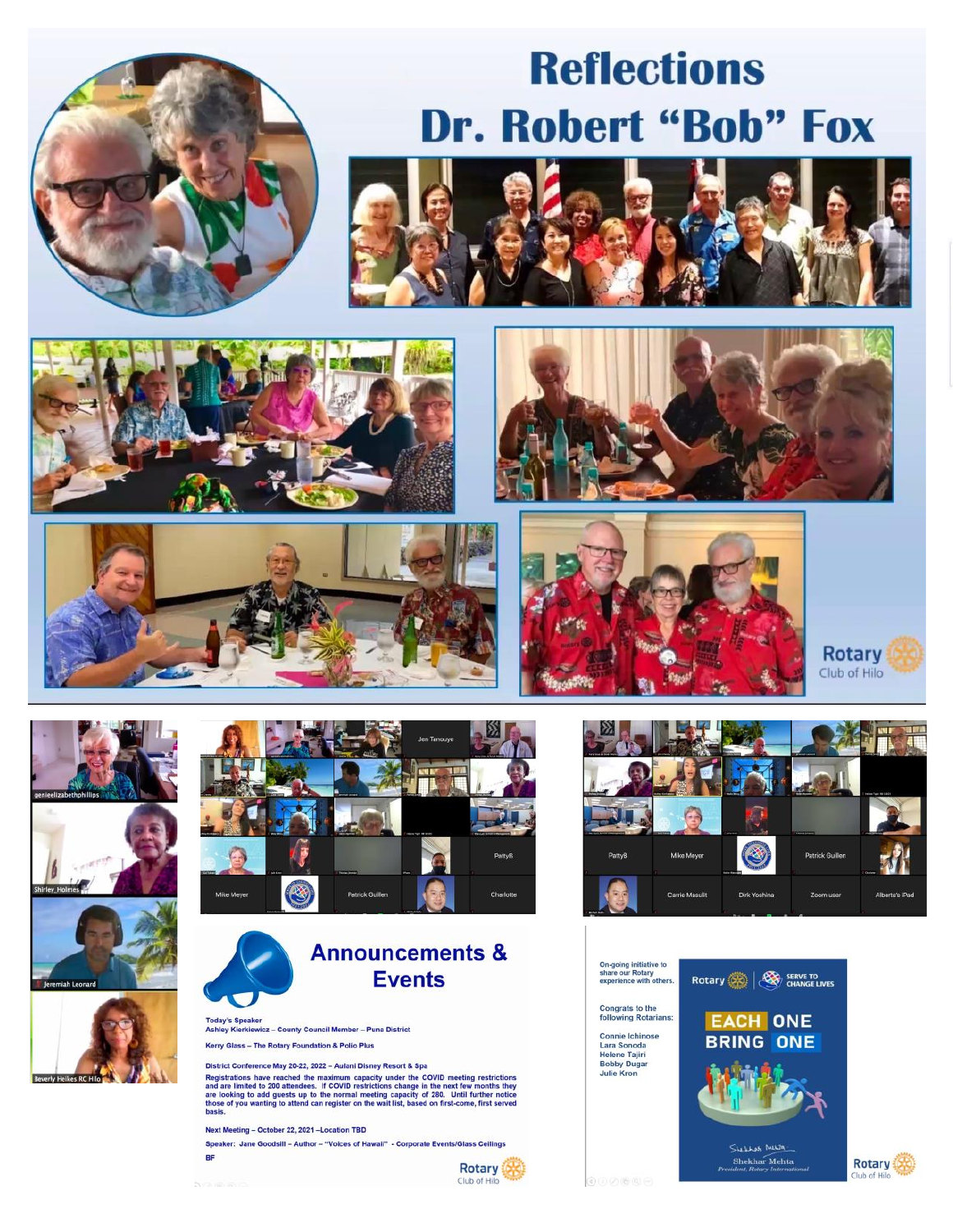# Reflections
## Dr. Robert "Bob" Fox

Rotary Club of Hilo

# Announcements & Events

**Today's Speaker**
**Ashley Kierkiewicz – County Council Member – Puna District**

**Kerry Glass – The Rotary Foundation & Polio Plus**

**District Conference May 20-22, 2022 – Aulani Disney Resort & Spa**

**Registrations have reached the maximum capacity under the COVID meeting restrictions and are limited to 200 attendees. If COVID restrictions change in the next few months they are looking to add guests up to the normal meeting capacity of 280. Until further notice those of you wanting to attend can register on the wait list, based on first-come, first served basis.**

**Next Meeting – October 22, 2021 –Location TBD**

**Speaker: Jane Goodsill – Author – "Voices of Hawaii" - Corporate Events/Glass Ceilings**

**BF**

Rotary Club of Hilo

On-going initiative to share our Rotary experience with others.

Congrats to the following Rotarians:

Connie Ichinose
Lara Sonoda
Helene Tajiri
Bobby Dugar
Julie Kron

Rotary | SERVE TO CHANGE LIVES

EACH ONE BRING ONE

Shekhar Mehta
President, Rotary International

Rotary Club of Hilo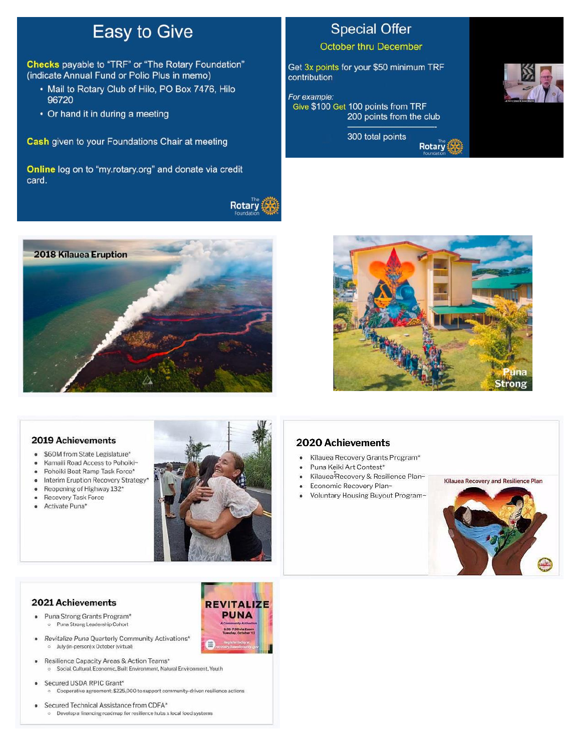## Easy to Give

**Checks** payable to "TRF" or "The Rotary Foundation" (indicate Annual Fund or Polio Plus in memo)

- Mail to Rotary Club of Hilo, PO Box 7476, Hilo 96720
- Or hand it in during a meeting

**Cash** given to your Foundations Chair at meeting

**Online** log on to "my.rotary.org" and donate via credit card.

## Special Offer

October thru December

Get 3x points for your $50 minimum TRF contribution

*For example:*
Give $100 Get 100 points from TRF
200 points from the club

300 total points

2018 Kilauea Eruption

Puna Strong

### 2019 Achievements

- $60M from State Legislature*
- Kamaili Road Access to Pohoiki~
- Pohoiki Boat Ramp Task Force*
- Interim Eruption Recovery Strategy*
- Reopening of Highway 132*
- Recovery Task Force
- Activate Puna*

### 2020 Achievements

- Kilauea Recovery Grants Program*
- Puna Keiki Art Contest*
- Kilauea Recovery & Resilience Plan~
- Economic Recovery Plan~
- Voluntary Housing Buyout Program~

Kilauea Recovery and Resilience Plan

### 2021 Achievements

- Puna Strong Grants Program*
  - Puna Strong Leadership Cohort
- *Revitalize Puna* Quarterly Community Activations*
  - July (in-person) x October (virtual)
- Resilience Capacity Areas & Action Teams*
  - Social, Cultural, Economic, Built Environment, Natural Environment, Youth
- Secured USDA RPIC Grant*
  - Cooperative agreement: $225,000 to support community-driven resilience actions
- Secured Technical Assistance from CDFA*
  - Develop a financing roadmap for resilience hubs x local food systems

REVITALIZE PUNA